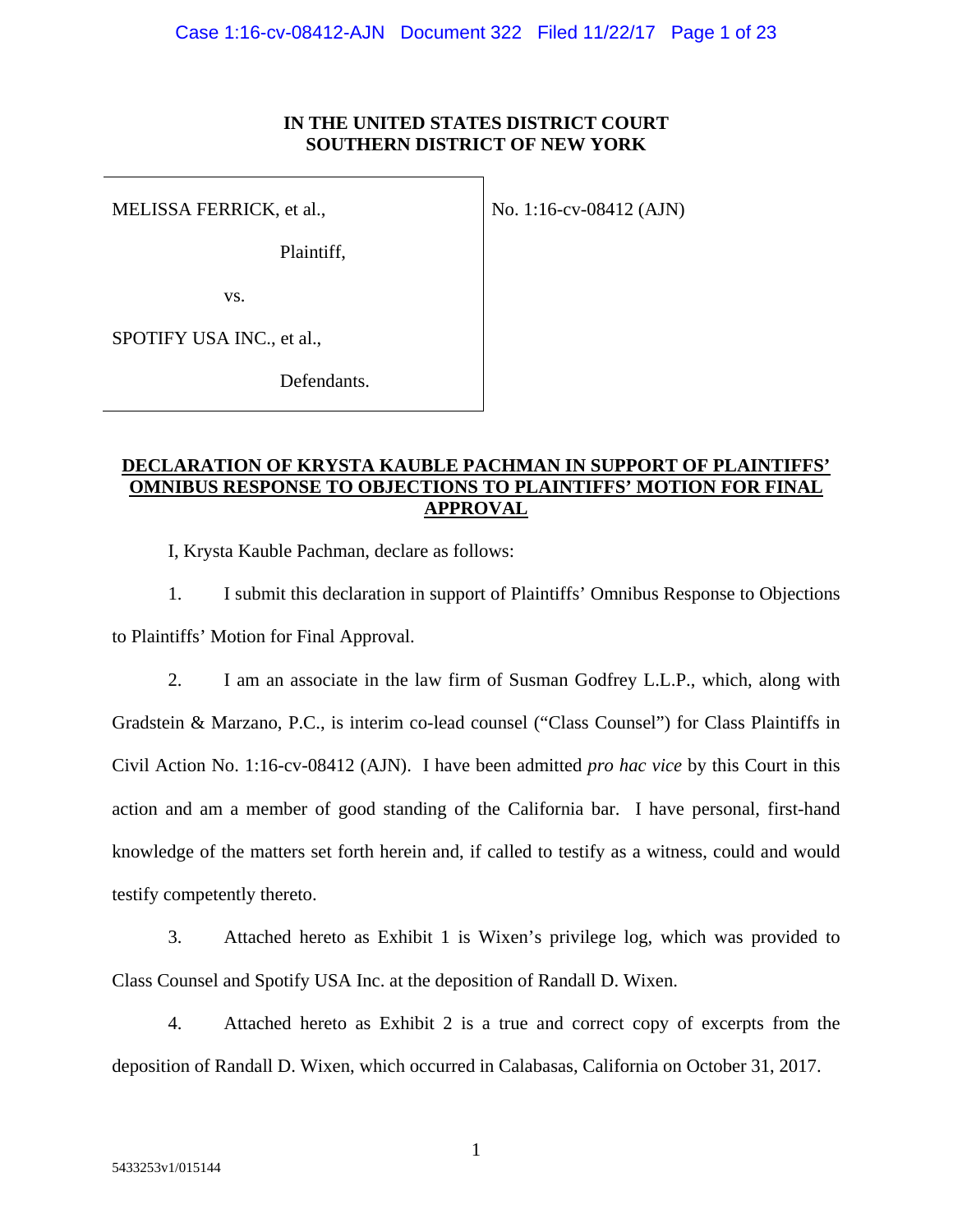**IN THE UNITED STATES DISTRICT COURT**
**SOUTHERN DISTRICT OF NEW YORK**

| | |
|---|---|
| MELISSA FERRICK, et al.,<br><br>Plaintiff,<br><br>vs.<br><br>SPOTIFY USA INC., et al.,<br><br>Defendants. | No. 1:16-cv-08412 (AJN) |

**DECLARATION OF KRYSTA KAUBLE PACHMAN IN SUPPORT OF PLAINTIFFS' OMNIBUS RESPONSE TO OBJECTIONS TO PLAINTIFFS' MOTION FOR FINAL APPROVAL**

I, Krysta Kauble Pachman, declare as follows:

1. I submit this declaration in support of Plaintiffs' Omnibus Response to Objections to Plaintiffs' Motion for Final Approval.

2. I am an associate in the law firm of Susman Godfrey L.L.P., which, along with Gradstein & Marzano, P.C., is interim co-lead counsel ("Class Counsel") for Class Plaintiffs in Civil Action No. 1:16-cv-08412 (AJN). I have been admitted *pro hac vice* by this Court in this action and am a member of good standing of the California bar. I have personal, first-hand knowledge of the matters set forth herein and, if called to testify as a witness, could and would testify competently thereto.

3. Attached hereto as Exhibit 1 is Wixen's privilege log, which was provided to Class Counsel and Spotify USA Inc. at the deposition of Randall D. Wixen.

4. Attached hereto as Exhibit 2 is a true and correct copy of excerpts from the deposition of Randall D. Wixen, which occurred in Calabasas, California on October 31, 2017.

5433253v1/015144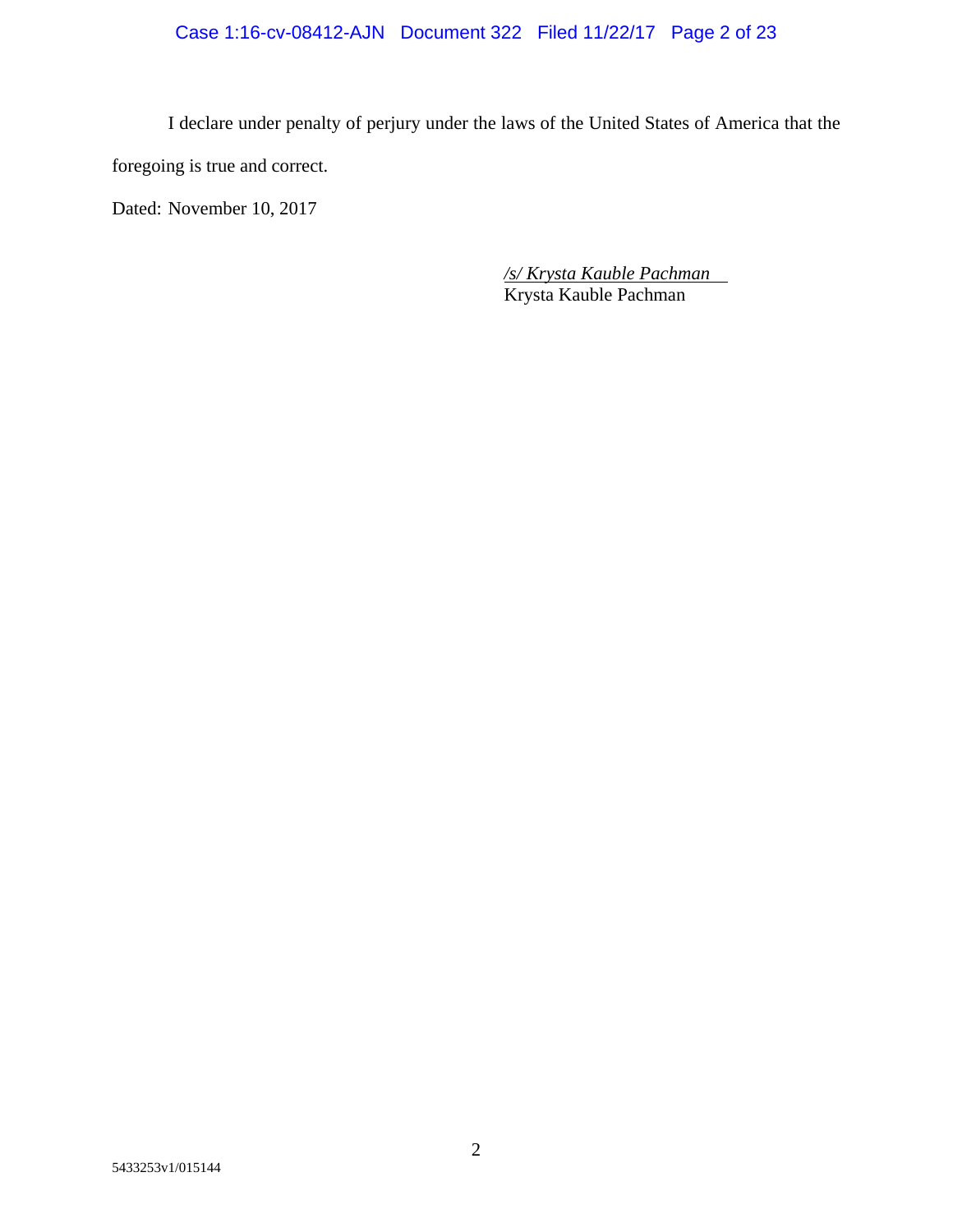I declare under penalty of perjury under the laws of the United States of America that the foregoing is true and correct.

Dated: November 10, 2017

*/s/ Krysta Kauble Pachman*
Krysta Kauble Pachman

5433253v1/015144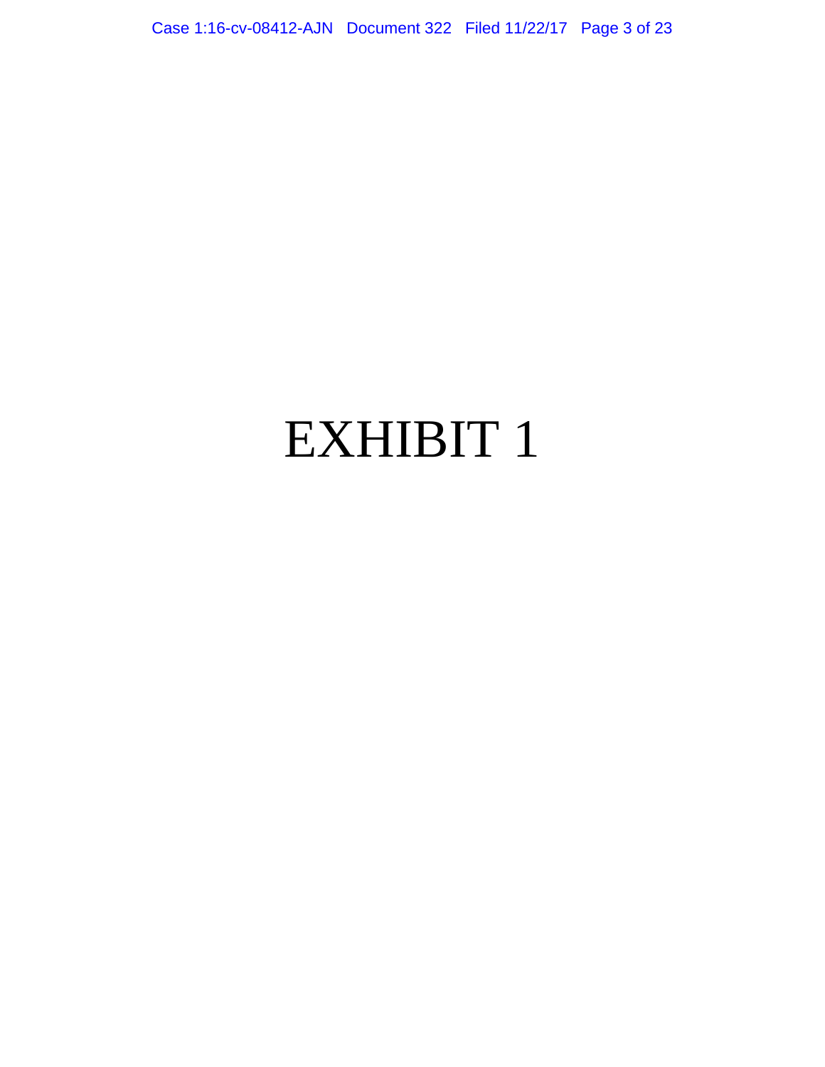# EXHIBIT 1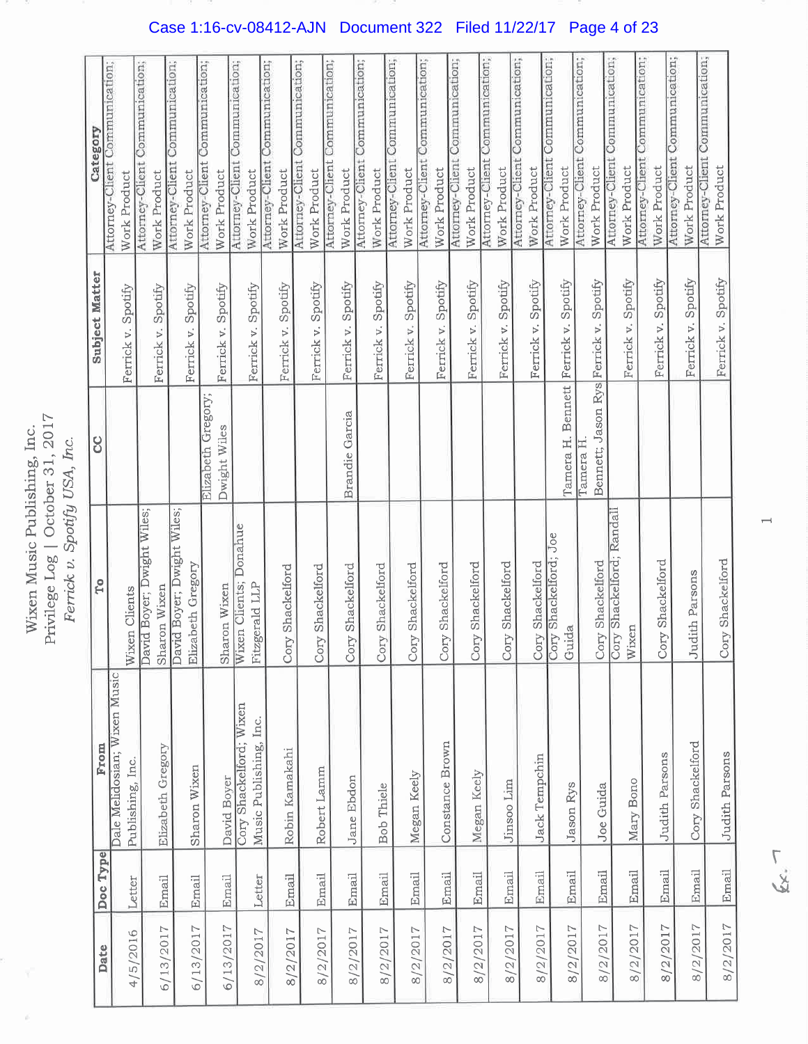Wixen Music Publishing, Inc.
Privilege Log | October 31, 2017
*Ferrick v. Spotify USA, Inc.*

| Date | Doc Type | From | To | CC | Subject Matter | Category |
|---|---|---|---|---|---|---|
| 4/5/2016 | Letter | Dale Melidosian; Wixen Music Publishing, Inc. | Wixen Clients | | Ferrick v. Spotify | Attorney-Client Communication; Work Product |
| 6/13/2017 | Email | Elizabeth Gregory | David Boyer; Dwight Wiles; Sharon Wixen | | Ferrick v. Spotify | Attorney-Client Communication; Work Product |
| 6/13/2017 | Email | Sharon Wixen | David Boyer; Dwight Wiles; Elizabeth Gregory | | Ferrick v. Spotify | Attorney-Client Communication; Work Product |
| 6/13/2017 | Email | David Boyer | Sharon Wixen | Elizabeth Gregory; Dwight Wiles | Ferrick v. Spotify | Attorney-Client Communication; Work Product |
| 8/2/2017 | Letter | Cory Shackelford; Wixen Music Publishing, Inc. | Wixen Clients; Donahue Fitzgerald LLP | | Ferrick v. Spotify | Attorney-Client Communication; Work Product |
| 8/2/2017 | Email | Robin Kamakahi | Cory Shackelford | | Ferrick v. Spotify | Attorney-Client Communication; Work Product |
| 8/2/2017 | Email | Robert Lamm | Cory Shackelford | | Ferrick v. Spotify | Attorney-Client Communication; Work Product |
| 8/2/2017 | Email | Jane Ebdon | Cory Shackelford | Brandie Garcia | Ferrick v. Spotify | Attorney-Client Communication; Work Product |
| 8/2/2017 | Email | Bob Thiele | Cory Shackelford | | Ferrick v. Spotify | Attorney-Client Communication; Work Product |
| 8/2/2017 | Email | Megan Keely | Cory Shackelford | | Ferrick v. Spotify | Attorney-Client Communication; Work Product |
| 8/2/2017 | Email | Constance Brown | Cory Shackelford | | Ferrick v. Spotify | Attorney-Client Communication; Work Product |
| 8/2/2017 | Email | Megan Keely | Cory Shackelford | | Ferrick v. Spotify | Attorney-Client Communication; Work Product |
| 8/2/2017 | Email | Jinsoo Lim | Cory Shackelford | | Ferrick v. Spotify | Attorney-Client Communication; Work Product |
| 8/2/2017 | Email | Jack Tempchin | Cory Shackelford | | Ferrick v. Spotify | Attorney-Client Communication; Work Product |
| 8/2/2017 | Email | Jason Rys | Cory Shackelford; Joe Guida | Tamera H. Bennett | Ferrick v. Spotify | Attorney-Client Communication; Work Product |
| 8/2/2017 | Email | Joe Guida | Cory Shackelford | Tamera H. Bennett; Jason Rys | Ferrick v. Spotify | Attorney-Client Communication; Work Product |
| 8/2/2017 | Email | Mary Bono | Cory Shackelford; Randall Wixen | | Ferrick v. Spotify | Attorney-Client Communication; Work Product |
| 8/2/2017 | Email | Judith Parsons | Cory Shackelford | | Ferrick v. Spotify | Attorney-Client Communication; Work Product |
| 8/2/2017 | Email | Cory Shackelford | Judith Parsons | | Ferrick v. Spotify | Attorney-Client Communication; Work Product |
| 8/2/2017 | Email | Judith Parsons | Cory Shackelford | | Ferrick v. Spotify | Attorney-Client Communication; Work Product |

Ex. 7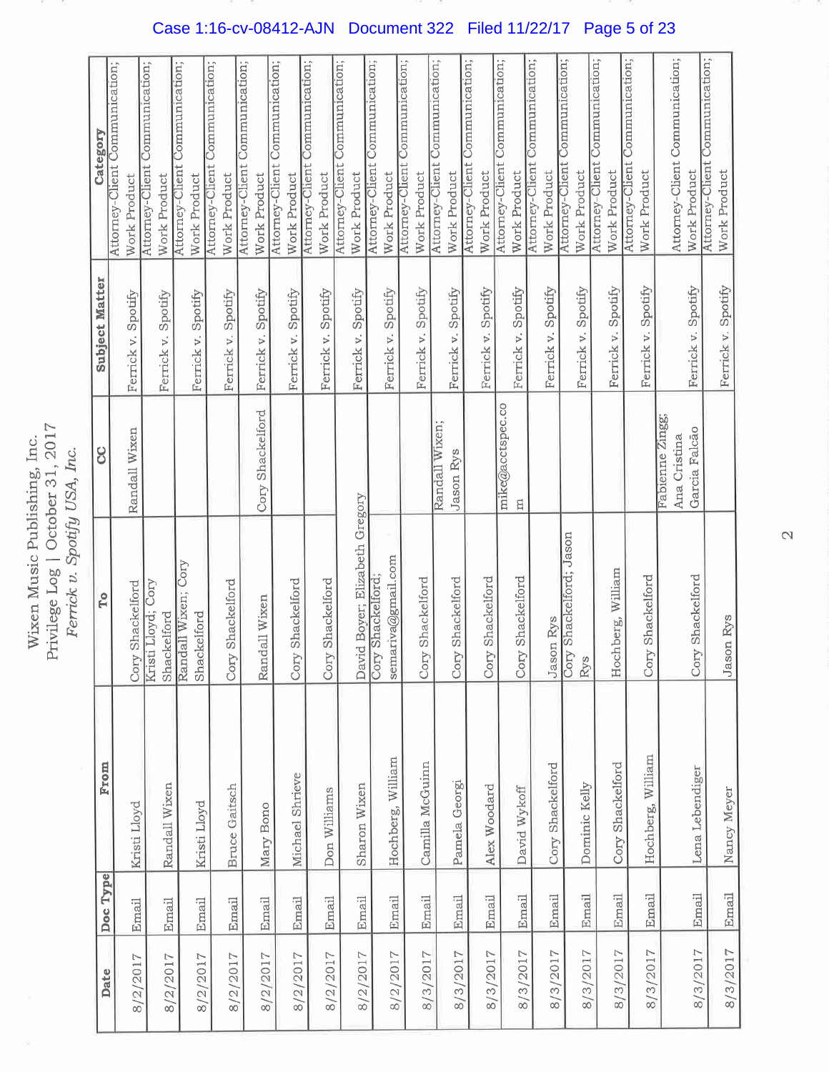Wixen Music Publishing, Inc.
Privilege Log | October 31, 2017
*Ferrick v. Spotify USA, Inc.*

| Date | Doc Type | From | To | CC | Subject Matter | Category |
|---|---|---|---|---|---|---|
| 8/2/2017 | Email | Kristi Lloyd | Cory Shackelford | Randall Wixen | Ferrick v. Spotify | Attorney-Client Communication; Work Product |
| 8/2/2017 | Email | Randall Wixen | Kristi Lloyd; Cory Shackelford | | Ferrick v. Spotify | Attorney-Client Communication; Work Product |
| 8/2/2017 | Email | Kristi Lloyd | Randall Wixen; Cory Shackelford | | Ferrick v. Spotify | Attorney-Client Communication; Work Product |
| 8/2/2017 | Email | Bruce Gaitsch | Cory Shackelford | | Ferrick v. Spotify | Attorney-Client Communication; Work Product |
| 8/2/2017 | Email | Mary Bono | Randall Wixen | Cory Shackelford | Ferrick v. Spotify | Attorney-Client Communication; Work Product |
| 8/2/2017 | Email | Michael Shrieve | Cory Shackelford | | Ferrick v. Spotify | Attorney-Client Communication; Work Product |
| 8/2/2017 | Email | Don Williams | Cory Shackelford | | Ferrick v. Spotify | Attorney-Client Communication; Work Product |
| 8/2/2017 | Email | Sharon Wixen | David Boyer; Elizabeth Gregory | | Ferrick v. Spotify | Attorney-Client Communication; Work Product |
| 8/2/2017 | Email | Hochberg, William | Cory Shackelford; semariva@gmail.com | | Ferrick v. Spotify | Attorney-Client Communication; Work Product |
| 8/3/2017 | Email | Camilla McGuinn | Cory Shackelford | | Ferrick v. Spotify | Attorney-Client Communication; Work Product |
| 8/3/2017 | Email | Pamela Georgi | Cory Shackelford | Randall Wixen; Jason Rys | Ferrick v. Spotify | Attorney-Client Communication; Work Product |
| 8/3/2017 | Email | Alex Woodard | Cory Shackelford | | Ferrick v. Spotify | Attorney-Client Communication; Work Product |
| 8/3/2017 | Email | David Wykoff | Cory Shackelford | mike@acctspec.com | Ferrick v. Spotify | Attorney-Client Communication; Work Product |
| 8/3/2017 | Email | Cory Shackelford | Jason Rys | | Ferrick v. Spotify | Attorney-Client Communication; Work Product |
| 8/3/2017 | Email | Dominic Kelly | Cory Shackelford; Jason Rys | | Ferrick v. Spotify | Attorney-Client Communication; Work Product |
| 8/3/2017 | Email | Cory Shackelford | Hochberg, William | | Ferrick v. Spotify | Attorney-Client Communication; Work Product |
| 8/3/2017 | Email | Hochberg, William | Cory Shackelford | | Ferrick v. Spotify | Attorney-Client Communication; Work Product |
| 8/3/2017 | Email | Lena Lebendiger | Cory Shackelford | Fabienne Zingg; Ana Cristina Garcia Falcão | Ferrick v. Spotify | Attorney-Client Communication; Work Product |
| 8/3/2017 | Email | Nancy Meyer | Jason Rys | | Ferrick v. Spotify | Attorney-Client Communication; Work Product |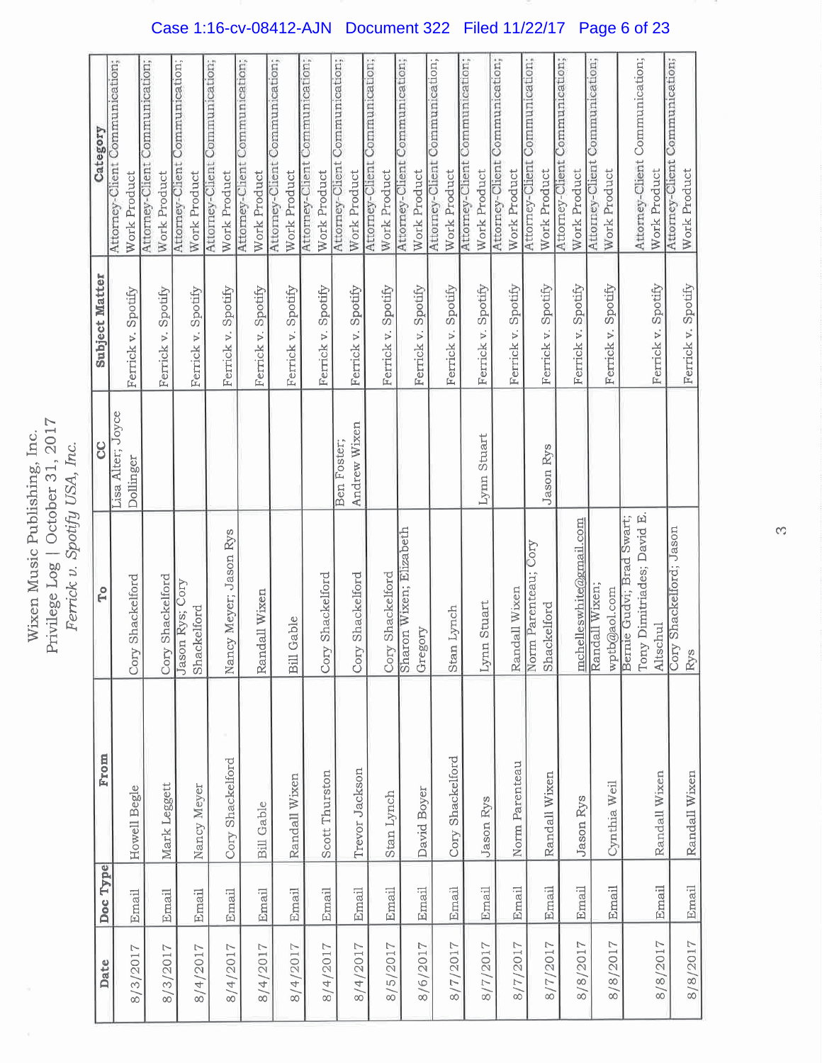Wixen Music Publishing, Inc.
Privilege Log | October 31, 2017
*Ferrick v. Spotify USA, Inc.*

| Date | Doc Type | From | To | CC | Subject Matter | Category |
|---|---|---|---|---|---|---|
| 8/3/2017 | Email | Howell Begle | Cory Shackelford | Lisa Alter; Joyce Dollinger | Ferrick v. Spotify | Attorney-Client Communication; Work Product |
| 8/3/2017 | Email | Mark Leggett | Cory Shackelford | | Ferrick v. Spotify | Attorney-Client Communication; Work Product |
| 8/4/2017 | Email | Nancy Meyer | Jason Rys; Cory Shackelford | | Ferrick v. Spotify | Attorney-Client Communication; Work Product |
| 8/4/2017 | Email | Cory Shackelford | Nancy Meyer; Jason Rys | | Ferrick v. Spotify | Attorney-Client Communication; Work Product |
| 8/4/2017 | Email | Bill Gable | Randall Wixen | | Ferrick v. Spotify | Attorney-Client Communication; Work Product |
| 8/4/2017 | Email | Randall Wixen | Bill Gable | | Ferrick v. Spotify | Attorney-Client Communication; Work Product |
| 8/4/2017 | Email | Scott Thurston | Cory Shackelford | | Ferrick v. Spotify | Attorney-Client Communication; Work Product |
| 8/4/2017 | Email | Trevor Jackson | Cory Shackelford | Ben Foster; Andrew Wixen | Ferrick v. Spotify | Attorney-Client Communication; Work Product |
| 8/5/2017 | Email | Stan Lynch | Cory Shackelford | | Ferrick v. Spotify | Attorney-Client Communication; Work Product |
| 8/6/2017 | Email | David Boyer | Sharon Wixen; Elizabeth Gregory | | Ferrick v. Spotify | Attorney-Client Communication; Work Product |
| 8/7/2017 | Email | Cory Shackelford | Stan Lynch | | Ferrick v. Spotify | Attorney-Client Communication; Work Product |
| 8/7/2017 | Email | Jason Rys | Lynn Stuart | Lynn Stuart | Ferrick v. Spotify | Attorney-Client Communication; Work Product |
| 8/7/2017 | Email | Norm Parenteau | Randall Wixen | | Ferrick v. Spotify | Attorney-Client Communication; Work Product |
| 8/7/2017 | Email | Randall Wixen | Norm Parenteau; Cory Shackelford | Jason Rys | Ferrick v. Spotify | Attorney-Client Communication; Work Product |
| 8/8/2017 | Email | Jason Rys | mchelleswhite@gmail.com | | Ferrick v. Spotify | Attorney-Client Communication; Work Product |
| 8/8/2017 | Email | Cynthia Weil | Randall Wixen; wptb@aol.com | | Ferrick v. Spotify | Attorney-Client Communication; Work Product |
| 8/8/2017 | Email | Randall Wixen | Bernie Gudvi; Brad Swart; Tony Dimitriades; David E. Altschul | | Ferrick v. Spotify | Attorney-Client Communication; Work Product |
| 8/8/2017 | Email | Randall Wixen | Cory Shackelford; Jason Rys | | Ferrick v. Spotify | Attorney-Client Communication; Work Product |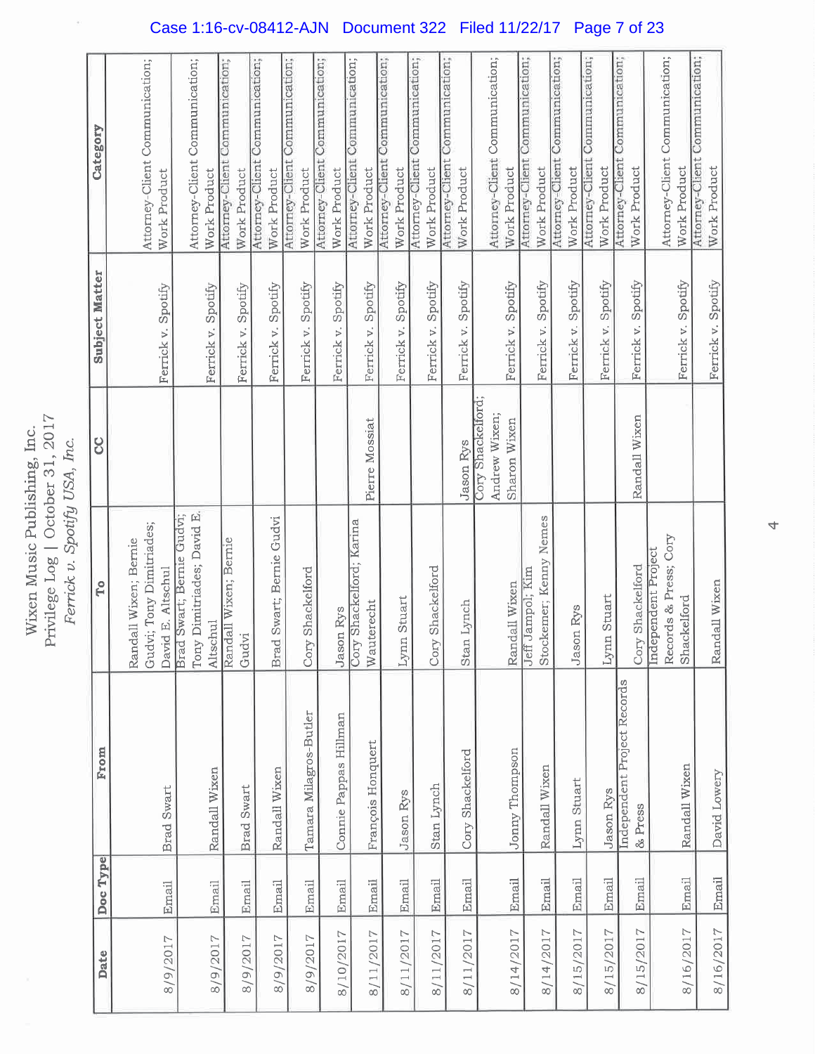Wixen Music Publishing, Inc.
Privilege Log | October 31, 2017
*Ferrick v. Spotify USA, Inc.*

| Date | Doc Type | From | To | CC | Subject Matter | Category |
|---|---|---|---|---|---|---|
| 8/9/2017 | Email | Brad Swart | Randall Wixen; Bernie Gudvi; Tony Dimitriades; David E. Altschul | | Ferrick v. Spotify | Attorney-Client Communication; Work Product |
| 8/9/2017 | Email | Randall Wixen | Brad Swart; Bernie Gudvi; Tony Dimitriades; David E. Altschul | | Ferrick v. Spotify | Attorney-Client Communication; Work Product |
| 8/9/2017 | Email | Brad Swart | Randall Wixen; Bernie Gudvi | | Ferrick v. Spotify | Attorney-Client Communication; Work Product |
| 8/9/2017 | Email | Randall Wixen | Brad Swart; Bernie Gudvi | | Ferrick v. Spotify | Attorney-Client Communication; Work Product |
| 8/9/2017 | Email | Tamara Milagros-Butler | Cory Shackelford | | Ferrick v. Spotify | Attorney-Client Communication; Work Product |
| 8/10/2017 | Email | Connie Pappas Hillman | Jason Rys | | Ferrick v. Spotify | Attorney-Client Communication; Work Product |
| 8/11/2017 | Email | François Honquert | Cory Shackelford; Karina Wauterecht | Pierre Mossiat | Ferrick v. Spotify | Attorney-Client Communication; Work Product |
| 8/11/2017 | Email | Jason Rys | Lynn Stuart | | Ferrick v. Spotify | Attorney-Client Communication; Work Product |
| 8/11/2017 | Email | Stan Lynch | Cory Shackelford | | Ferrick v. Spotify | Attorney-Client Communication; Work Product |
| 8/11/2017 | Email | Cory Shackelford | Stan Lynch | Jason Rys | Ferrick v. Spotify | Attorney-Client Communication; Work Product |
| 8/14/2017 | Email | Jonny Thompson | Randall Wixen | Cory Shackelford; Andrew Wixen; Sharon Wixen | Ferrick v. Spotify | Attorney-Client Communication; Work Product |
| 8/14/2017 | Email | Randall Wixen | Jeff Jampol; Kim Stockemer; Kenny Nemes | | Ferrick v. Spotify | Attorney-Client Communication; Work Product |
| 8/15/2017 | Email | Lynn Stuart | Jason Rys | | Ferrick v. Spotify | Attorney-Client Communication; Work Product |
| 8/15/2017 | Email | Jason Rys | Lynn Stuart | | Ferrick v. Spotify | Attorney-Client Communication; Work Product |
| 8/15/2017 | Email | Independent Project Records & Press | Cory Shackelford | Randall Wixen | Ferrick v. Spotify | Attorney-Client Communication; Work Product |
| 8/16/2017 | Email | Randall Wixen | Independent Project Records & Press; Cory Shackelford | | Ferrick v. Spotify | Attorney-Client Communication; Work Product |
| 8/16/2017 | Email | David Lowery | Randall Wixen | | Ferrick v. Spotify | Attorney-Client Communication; Work Product |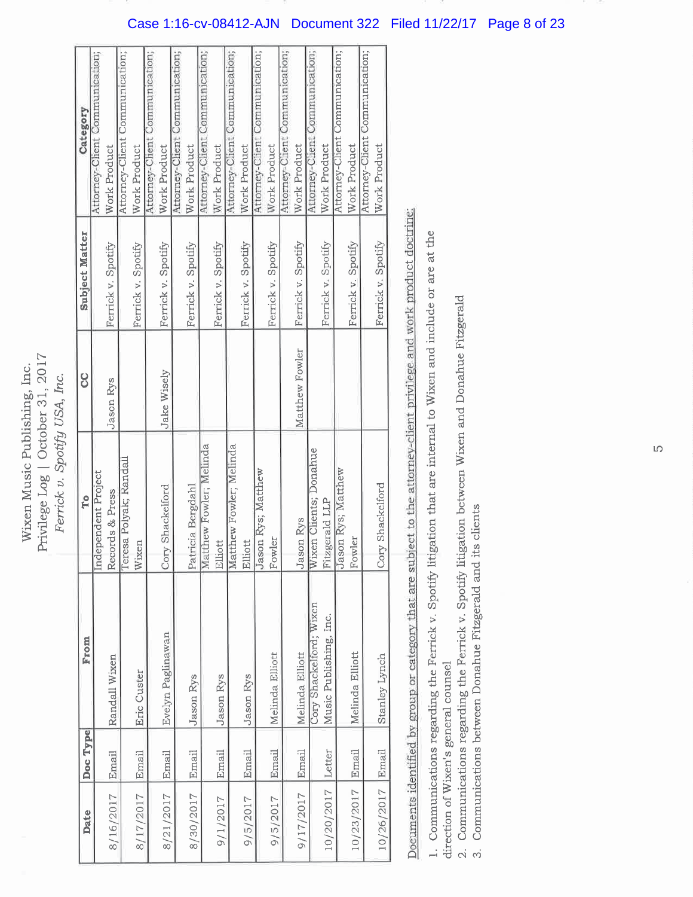Wixen Music Publishing, Inc.
Privilege Log | October 31, 2017
*Ferrick v. Spotify USA, Inc.*

| Date | Doc Type | From | To | CC | Subject Matter | Category |
|---|---|---|---|---|---|---|
| 8/16/2017 | Email | Randall Wixen | Independent Project Records & Press | Jason Rys | Ferrick v. Spotify | Attorney-Client Communication; Work Product |
| 8/17/2017 | Email | Eric Custer | Teresa Polyak; Randall Wixen | | Ferrick v. Spotify | Attorney-Client Communication; Work Product |
| 8/21/2017 | Email | Evelyn Paglinawan | Cory Shackelford | Jake Wisely | Ferrick v. Spotify | Attorney-Client Communication; Work Product |
| 8/30/2017 | Email | Jason Rys | Patricia Bergdahl | | Ferrick v. Spotify | Attorney-Client Communication; Work Product |
| 9/1/2017 | Email | Jason Rys | Matthew Fowler; Melinda Elliott | | Ferrick v. Spotify | Attorney-Client Communication; Work Product |
| 9/5/2017 | Email | Jason Rys | Matthew Fowler; Melinda Elliott | | Ferrick v. Spotify | Attorney-Client Communication; Work Product |
| 9/5/2017 | Email | Melinda Elliott | Jason Rys; Matthew Fowler | | Ferrick v. Spotify | Attorney-Client Communication; Work Product |
| 9/17/2017 | Email | Melinda Elliott | Jason Rys | Matthew Fowler | Ferrick v. Spotify | Attorney-Client Communication; Work Product |
| 10/20/2017 | Letter | Cory Shackelford; Wixen Music Publishing, Inc. | Wixen Clients; Donahue Fitzgerald LLP | | Ferrick v. Spotify | Attorney-Client Communication; Work Product |
| 10/23/2017 | Email | Melinda Elliott | Jason Rys; Matthew Fowler | | Ferrick v. Spotify | Attorney-Client Communication; Work Product |
| 10/26/2017 | Email | Stanley Lynch | Cory Shackelford | | Ferrick v. Spotify | Attorney-Client Communication; Work Product |

Documents identified by group or category that are subject to the attorney-client privilege and work product doctrine:

1. Communications regarding the Ferrick v. Spotify litigation that are internal to Wixen and include or are at the direction of Wixen's general counsel
2. Communications regarding the Ferrick v. Spotify litigation between Wixen and Donahue Fitzgerald
3. Communications between Donahue Fitzgerald and its clients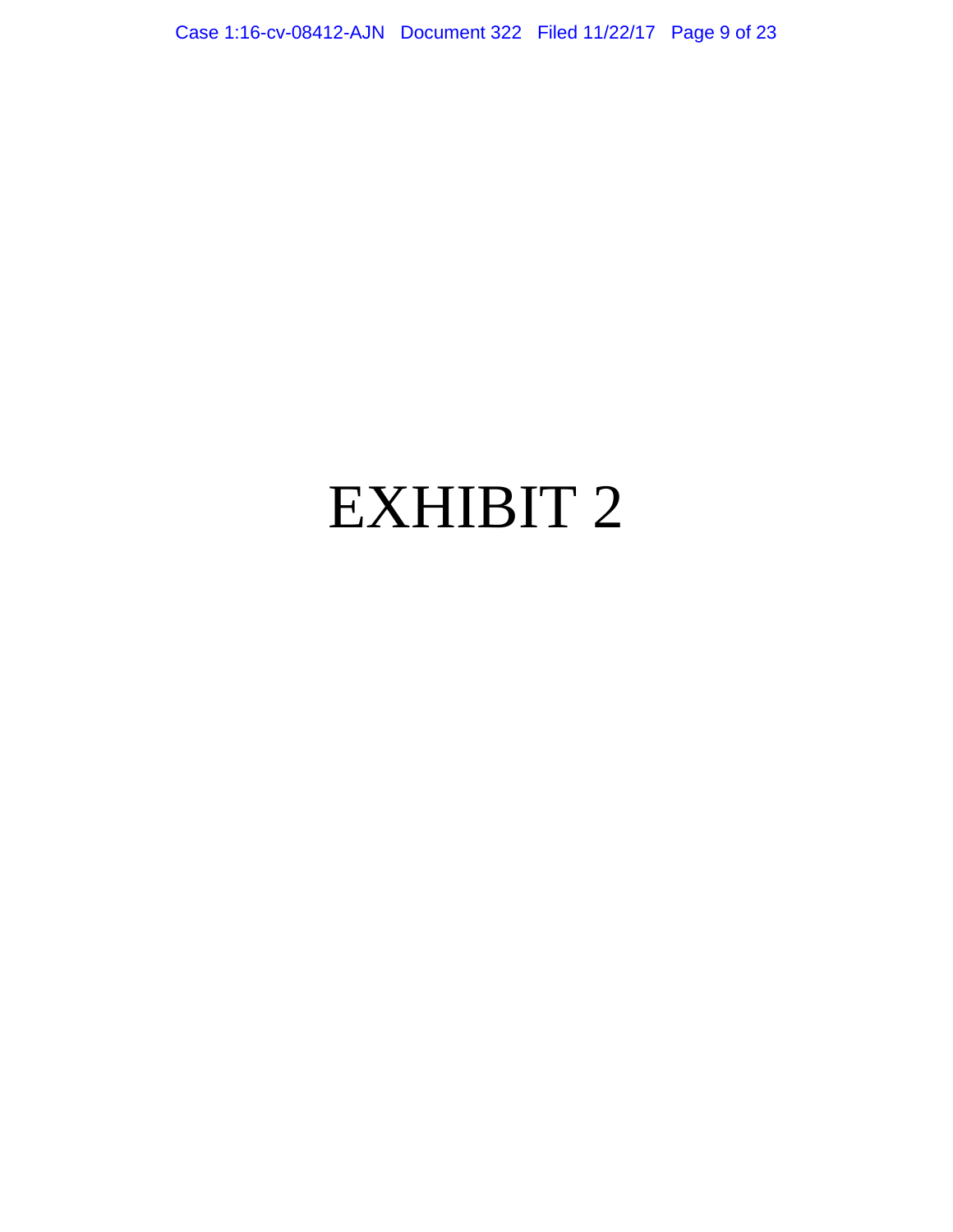# EXHIBIT 2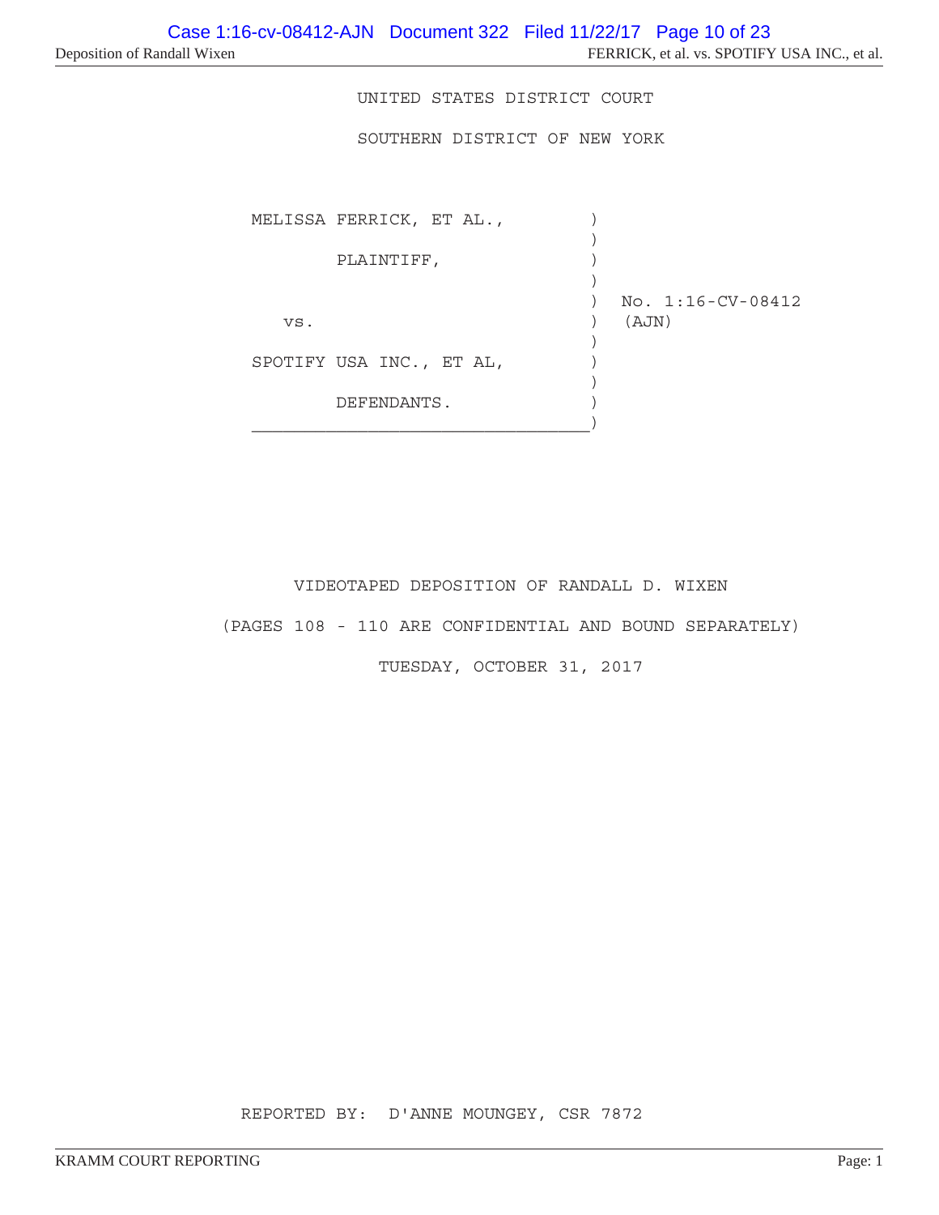UNITED STATES DISTRICT COURT

SOUTHERN DISTRICT OF NEW YORK

```
MELISSA FERRICK, ET AL.,          )
                                  )
       PLAINTIFF,                 )
                                  )
                                  )  No. 1:16-CV-08412
   vs.                            )  (AJN)
                                  )
SPOTIFY USA INC., ET AL,          )
                                  )
       DEFENDANTS.                )
__________________________________)
```

VIDEOTAPED DEPOSITION OF RANDALL D. WIXEN

(PAGES 108 - 110 ARE CONFIDENTIAL AND BOUND SEPARATELY)

TUESDAY, OCTOBER 31, 2017

REPORTED BY: D'ANNE MOUNGEY, CSR 7872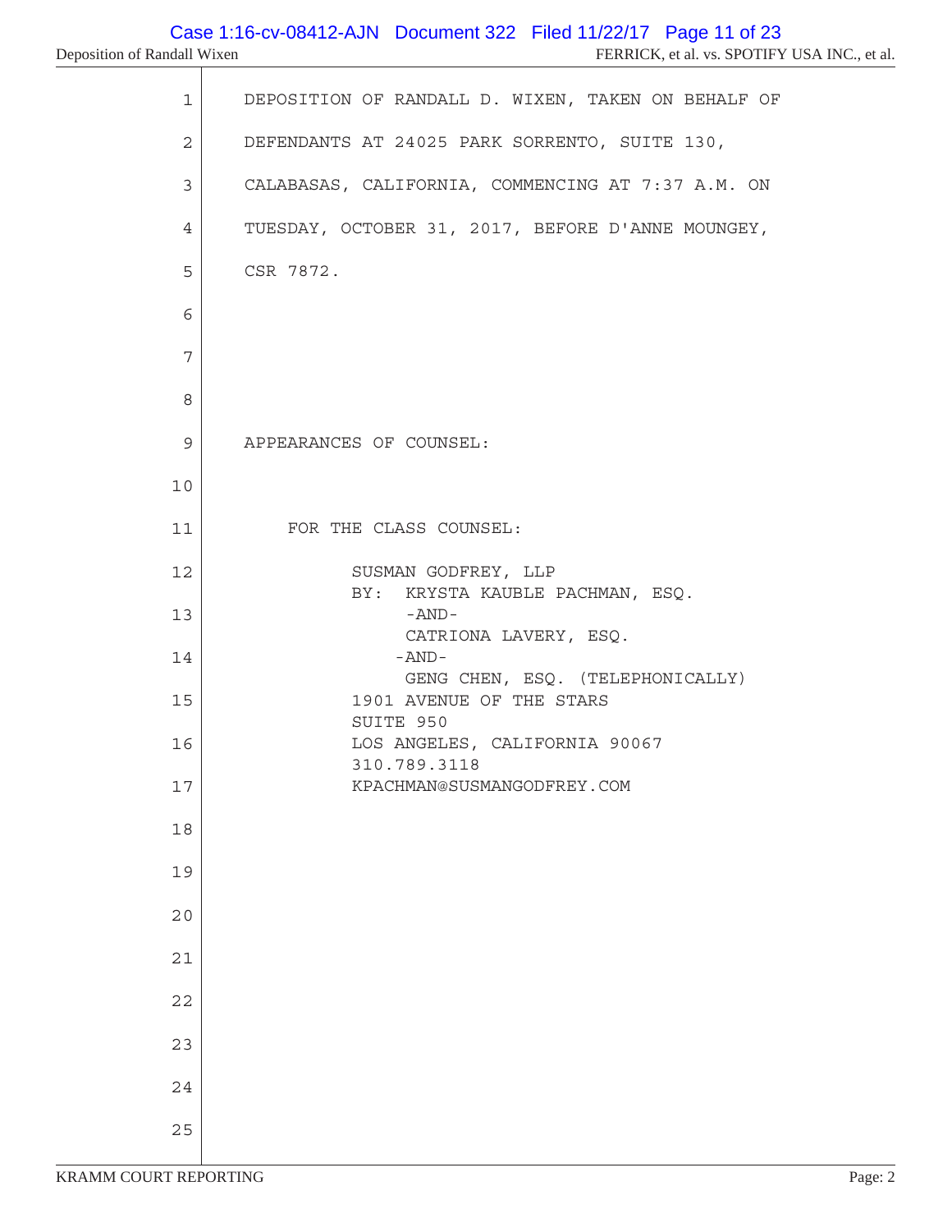DEPOSITION OF RANDALL D. WIXEN, TAKEN ON BEHALF OF DEFENDANTS AT 24025 PARK SORRENTO, SUITE 130, CALABASAS, CALIFORNIA, COMMENCING AT 7:37 A.M. ON TUESDAY, OCTOBER 31, 2017, BEFORE D'ANNE MOUNGEY, CSR 7872.

APPEARANCES OF COUNSEL:

FOR THE CLASS COUNSEL:

SUSMAN GODFREY, LLP
BY: KRYSTA KAUBLE PACHMAN, ESQ.
-AND-
CATRIONA LAVERY, ESQ.
-AND-
GENG CHEN, ESQ. (TELEPHONICALLY)
1901 AVENUE OF THE STARS
SUITE 950
LOS ANGELES, CALIFORNIA 90067
310.789.3118
KPACHMAN@SUSMANGODFREY.COM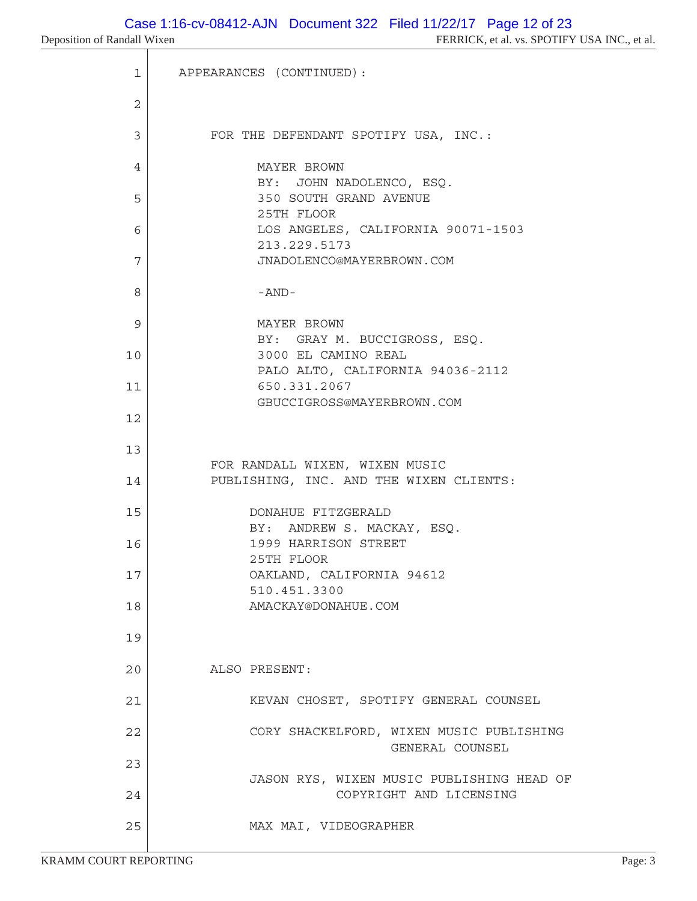APPEARANCES (CONTINUED):

FOR THE DEFENDANT SPOTIFY USA, INC.:

MAYER BROWN
BY: JOHN NADOLENCO, ESQ.
350 SOUTH GRAND AVENUE
25TH FLOOR
LOS ANGELES, CALIFORNIA 90071-1503
213.229.5173
JNADOLENCO@MAYERBROWN.COM

-AND-

MAYER BROWN
BY: GRAY M. BUCCIGROSS, ESQ.
3000 EL CAMINO REAL
PALO ALTO, CALIFORNIA 94036-2112
650.331.2067
GBUCCIGROSS@MAYERBROWN.COM

FOR RANDALL WIXEN, WIXEN MUSIC PUBLISHING, INC. AND THE WIXEN CLIENTS:

DONAHUE FITZGERALD
BY: ANDREW S. MACKAY, ESQ.
1999 HARRISON STREET
25TH FLOOR
OAKLAND, CALIFORNIA 94612
510.451.3300
AMACKAY@DONAHUE.COM

ALSO PRESENT:

KEVAN CHOSET, SPOTIFY GENERAL COUNSEL

CORY SHACKELFORD, WIXEN MUSIC PUBLISHING GENERAL COUNSEL

JASON RYS, WIXEN MUSIC PUBLISHING HEAD OF COPYRIGHT AND LICENSING

MAX MAI, VIDEOGRAPHER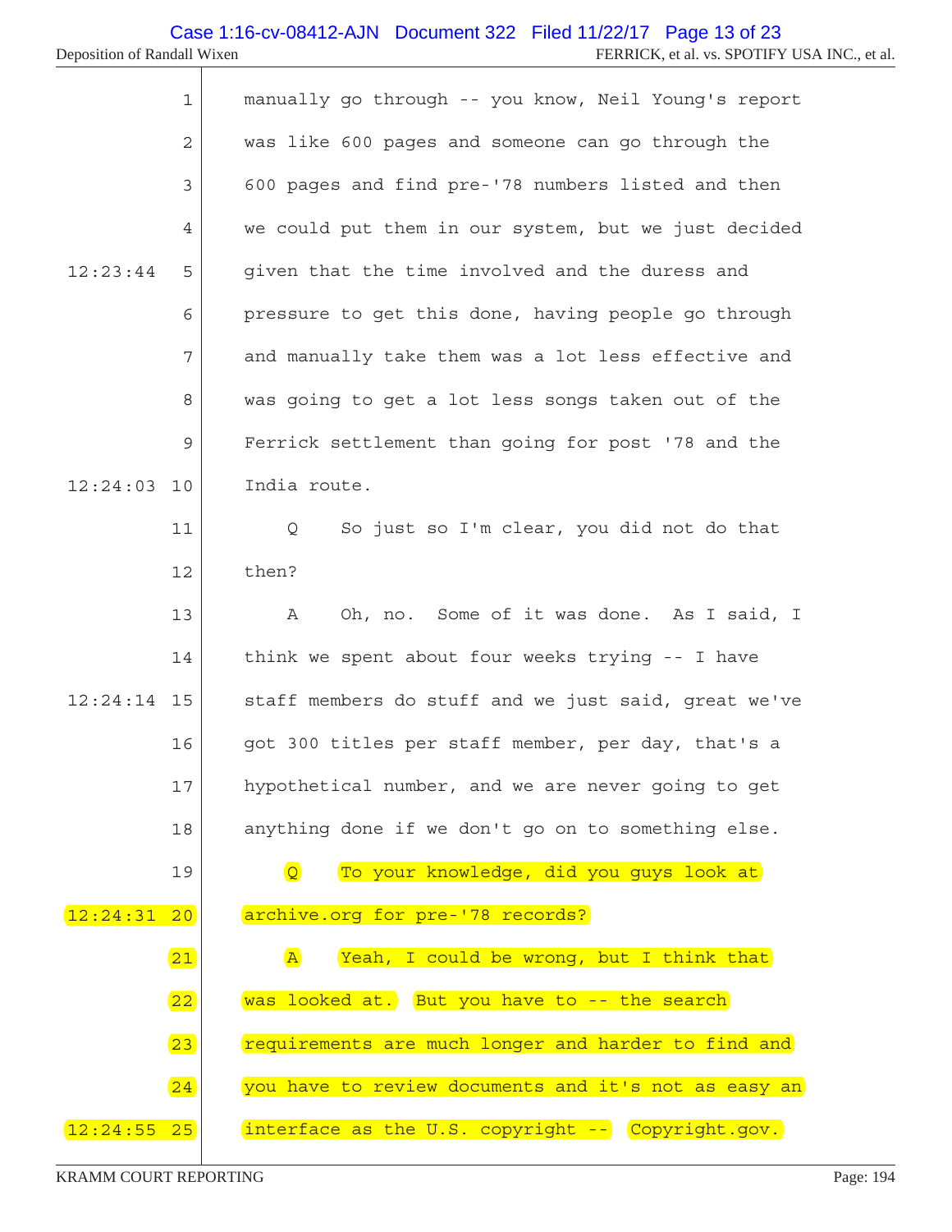| | | |
|---|---|---|
| | 1 | manually go through -- you know, Neil Young's report |
| | 2 | was like 600 pages and someone can go through the |
| | 3 | 600 pages and find pre-'78 numbers listed and then |
| | 4 | we could put them in our system, but we just decided |
| 12:23:44 | 5 | given that the time involved and the duress and |
| | 6 | pressure to get this done, having people go through |
| | 7 | and manually take them was a lot less effective and |
| | 8 | was going to get a lot less songs taken out of the |
| | 9 | Ferrick settlement than going for post '78 and the |
| 12:24:03 | 10 | India route. |
| | 11 | Q So just so I'm clear, you did not do that |
| | 12 | then? |
| | 13 | A Oh, no. Some of it was done. As I said, I |
| | 14 | think we spent about four weeks trying -- I have |
| 12:24:14 | 15 | staff members do stuff and we just said, great we've |
| | 16 | got 300 titles per staff member, per day, that's a |
| | 17 | hypothetical number, and we are never going to get |
| | 18 | anything done if we don't go on to something else. |
| | 19 | Q To your knowledge, did you guys look at |
| 12:24:31 | 20 | archive.org for pre-'78 records? |
| | 21 | A Yeah, I could be wrong, but I think that |
| | 22 | was looked at. But you have to -- the search |
| | 23 | requirements are much longer and harder to find and |
| | 24 | you have to review documents and it's not as easy an |
| 12:24:55 | 25 | interface as the U.S. copyright -- Copyright.gov. |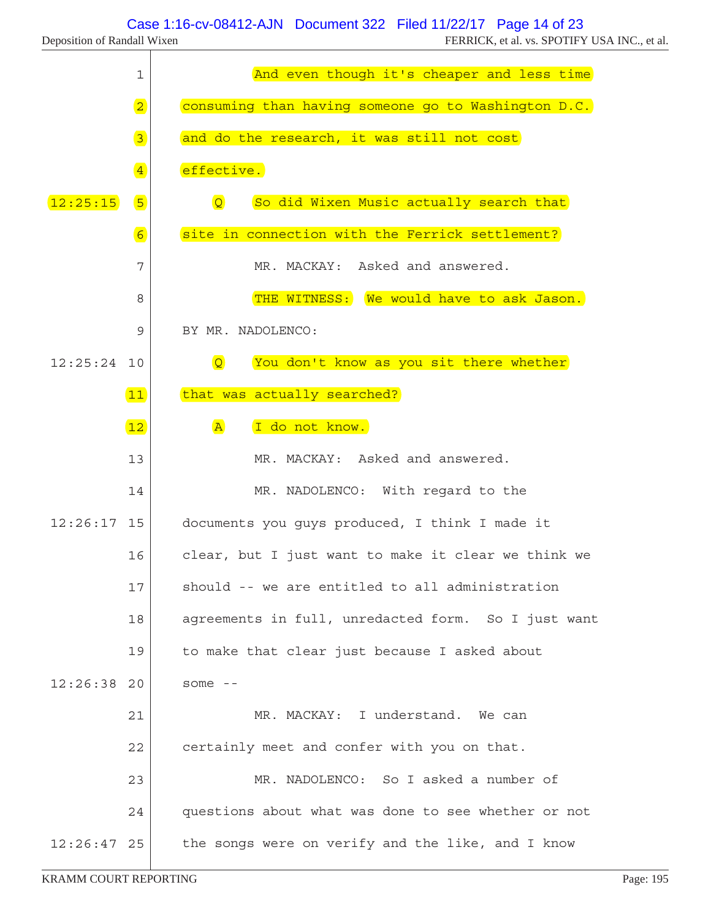1 And even though it's cheaper and less time
2 consuming than having someone go to Washington D.C.
3 and do the research, it was still not cost
4 effective.

12:25:15 5 Q So did Wixen Music actually search that
6 site in connection with the Ferrick settlement?
7 MR. MACKAY: Asked and answered.
8 THE WITNESS: We would have to ask Jason.
9 BY MR. NADOLENCO:

12:25:24 10 Q You don't know as you sit there whether
11 that was actually searched?
12 A I do not know.
13 MR. MACKAY: Asked and answered.
14 MR. NADOLENCO: With regard to the

12:26:17 15 documents you guys produced, I think I made it
16 clear, but I just want to make it clear we think we
17 should -- we are entitled to all administration
18 agreements in full, unredacted form. So I just want
19 to make that clear just because I asked about

12:26:38 20 some --
21 MR. MACKAY: I understand. We can
22 certainly meet and confer with you on that.
23 MR. NADOLENCO: So I asked a number of
24 questions about what was done to see whether or not

12:26:47 25 the songs were on verify and the like, and I know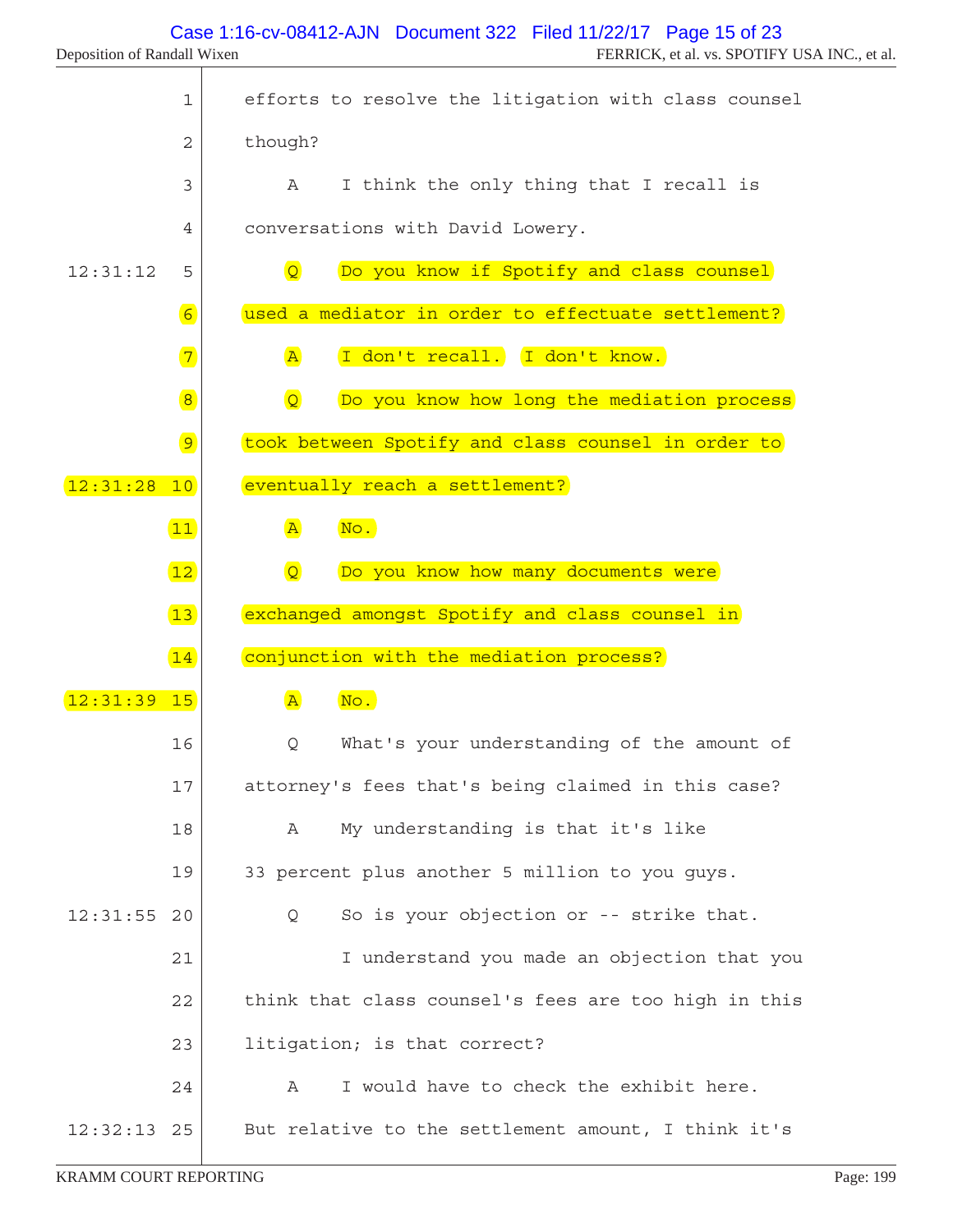efforts to resolve the litigation with class counsel though?

A I think the only thing that I recall is conversations with David Lowery.

Q Do you know if Spotify and class counsel used a mediator in order to effectuate settlement?

A I don't recall. I don't know.

Q Do you know how long the mediation process took between Spotify and class counsel in order to eventually reach a settlement?

A No.

Q Do you know how many documents were exchanged amongst Spotify and class counsel in conjunction with the mediation process?

A No.

Q What's your understanding of the amount of attorney's fees that's being claimed in this case?

A My understanding is that it's like 33 percent plus another 5 million to you guys.

Q So is your objection or -- strike that.

I understand you made an objection that you think that class counsel's fees are too high in this litigation; is that correct?

A I would have to check the exhibit here. But relative to the settlement amount, I think it's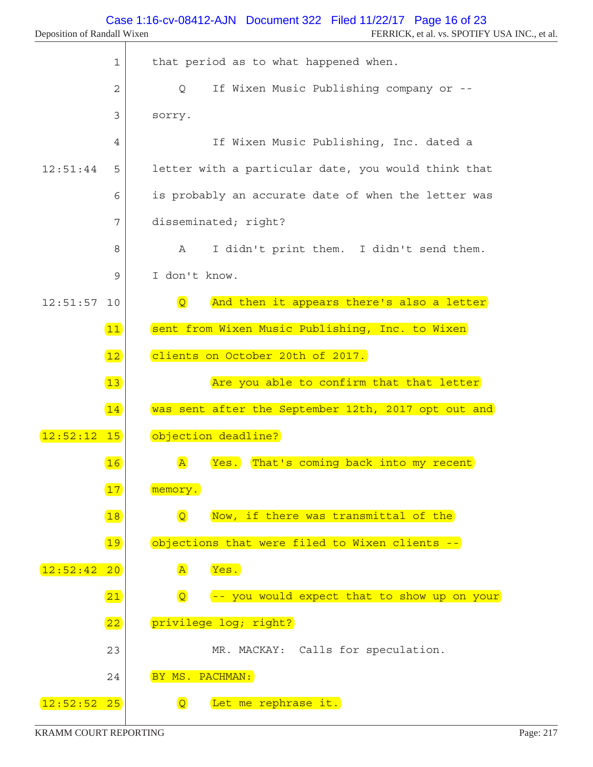that period as to what happened when.

Q If Wixen Music Publishing company or -- sorry.

If Wixen Music Publishing, Inc. dated a letter with a particular date, you would think that is probably an accurate date of when the letter was disseminated; right?

A I didn't print them. I didn't send them. I don't know.

Q And then it appears there's also a letter sent from Wixen Music Publishing, Inc. to Wixen clients on October 20th of 2017.

Are you able to confirm that that letter was sent after the September 12th, 2017 opt out and objection deadline?

A Yes. That's coming back into my recent memory.

Q Now, if there was transmittal of the objections that were filed to Wixen clients --

A Yes.

Q -- you would expect that to show up on your privilege log; right?

MR. MACKAY: Calls for speculation.

BY MS. PACHMAN:

Q Let me rephrase it.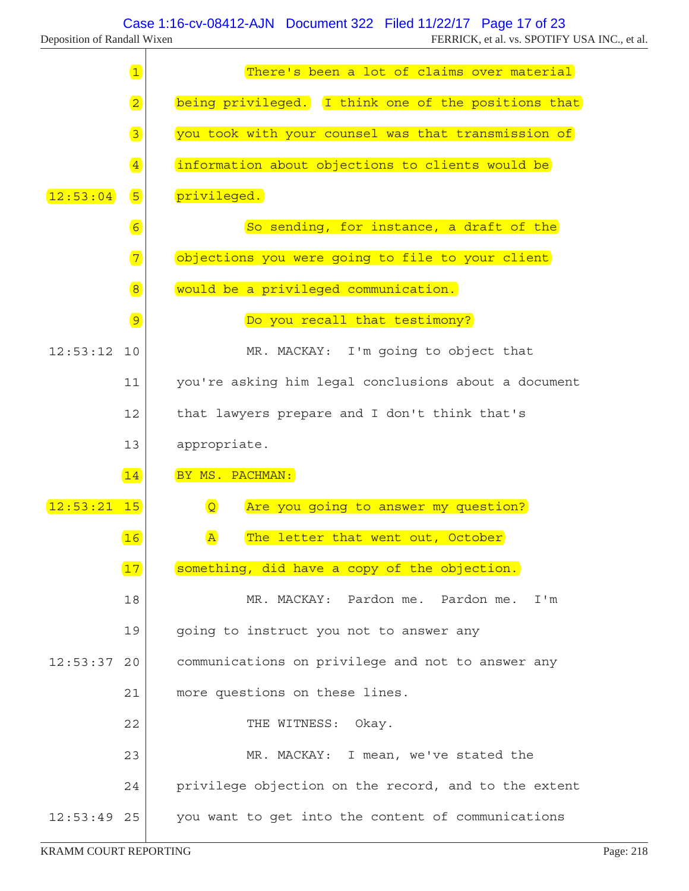1 There's been a lot of claims over material
2 being privileged. I think one of the positions that
3 you took with your counsel was that transmission of
4 information about objections to clients would be
12:53:04 5 privileged.
6 So sending, for instance, a draft of the
7 objections you were going to file to your client
8 would be a privileged communication.
9 Do you recall that testimony?
12:53:12 10 MR. MACKAY: I'm going to object that
11 you're asking him legal conclusions about a document
12 that lawyers prepare and I don't think that's
13 appropriate.
14 BY MS. PACHMAN:
12:53:21 15 Q Are you going to answer my question?
16 A The letter that went out, October
17 something, did have a copy of the objection.
18 MR. MACKAY: Pardon me. Pardon me. I'm
19 going to instruct you not to answer any
12:53:37 20 communications on privilege and not to answer any
21 more questions on these lines.
22 THE WITNESS: Okay.
23 MR. MACKAY: I mean, we've stated the
24 privilege objection on the record, and to the extent
12:53:49 25 you want to get into the content of communications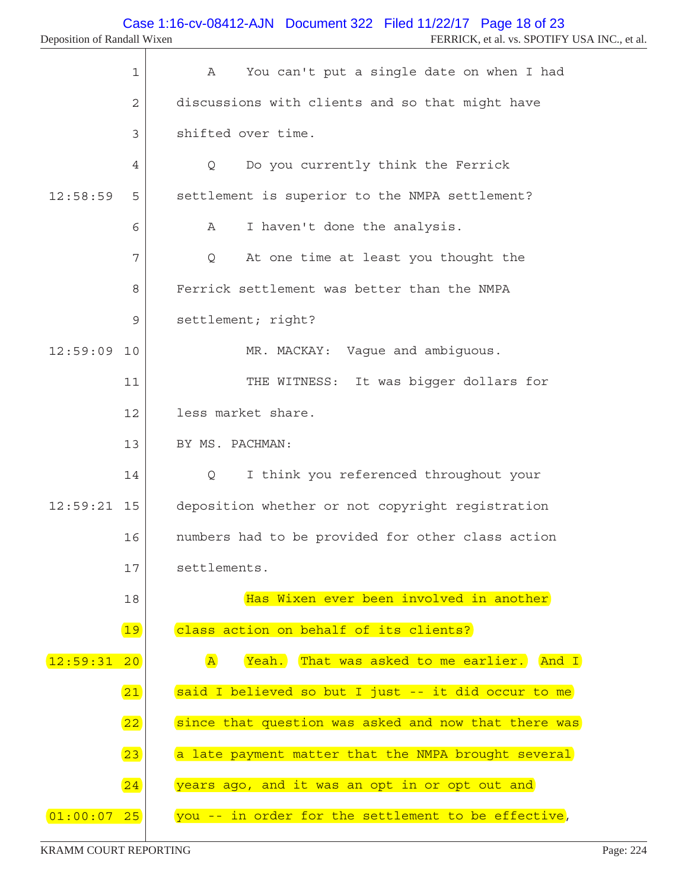1 A You can't put a single date on when I had
2 discussions with clients and so that might have
3 shifted over time.
4 Q Do you currently think the Ferrick
12:58:59 5 settlement is superior to the NMPA settlement?
6 A I haven't done the analysis.
7 Q At one time at least you thought the
8 Ferrick settlement was better than the NMPA
9 settlement; right?
12:59:09 10 MR. MACKAY: Vague and ambiguous.
11 THE WITNESS: It was bigger dollars for
12 less market share.
13 BY MS. PACHMAN:
14 Q I think you referenced throughout your
12:59:21 15 deposition whether or not copyright registration
16 numbers had to be provided for other class action
17 settlements.
18 Has Wixen ever been involved in another
19 class action on behalf of its clients?
12:59:31 20 A Yeah. That was asked to me earlier. And I
21 said I believed so but I just -- it did occur to me
22 since that question was asked and now that there was
23 a late payment matter that the NMPA brought several
24 years ago, and it was an opt in or opt out and
01:00:07 25 you -- in order for the settlement to be effective,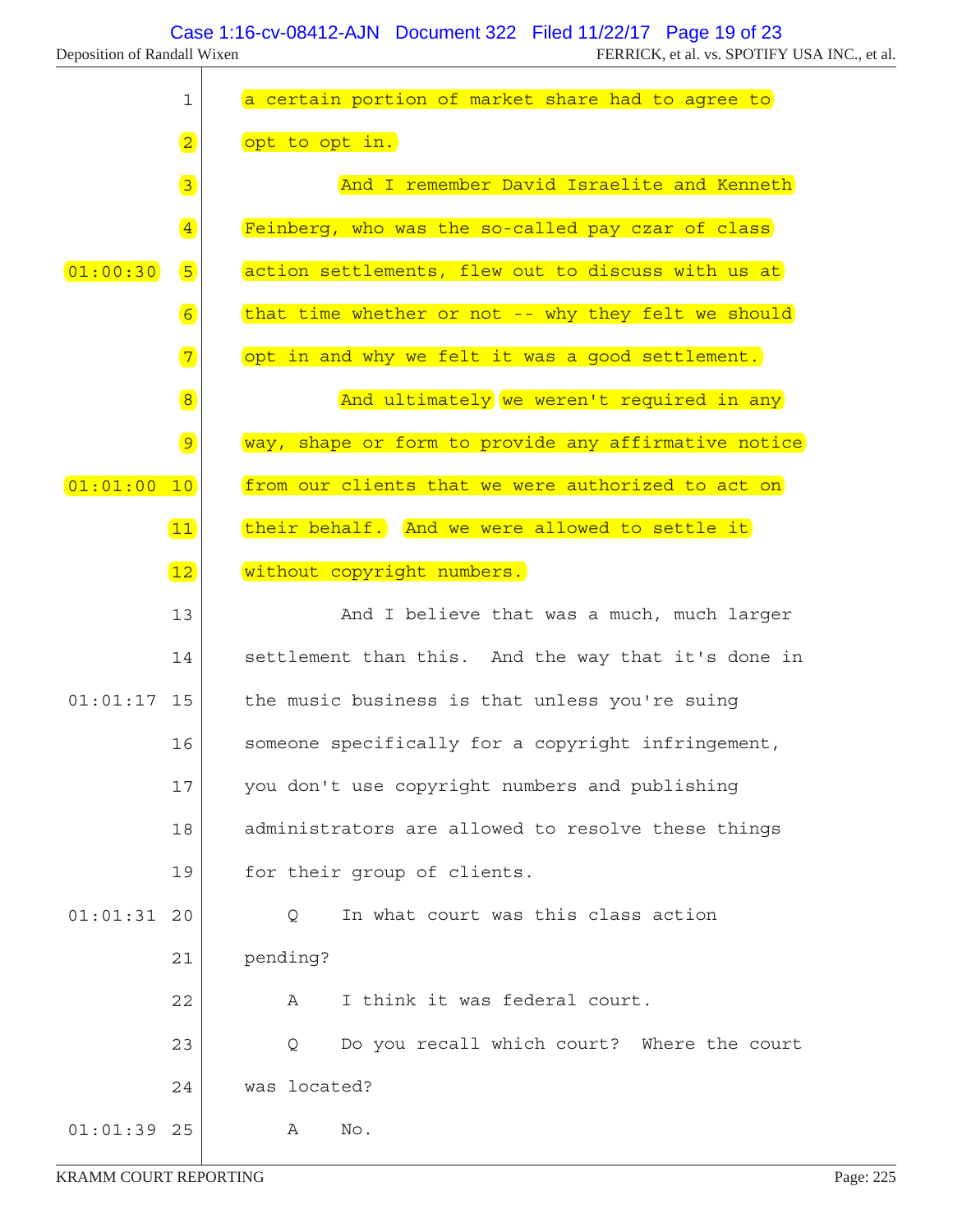a certain portion of market share had to agree to opt to opt in.

And I remember David Israelite and Kenneth Feinberg, who was the so-called pay czar of class action settlements, flew out to discuss with us at that time whether or not -- why they felt we should opt in and why we felt it was a good settlement.

And ultimately we weren't required in any way, shape or form to provide any affirmative notice from our clients that we were authorized to act on their behalf. And we were allowed to settle it without copyright numbers.

And I believe that was a much, much larger settlement than this. And the way that it's done in the music business is that unless you're suing someone specifically for a copyright infringement, you don't use copyright numbers and publishing administrators are allowed to resolve these things for their group of clients.

Q In what court was this class action pending?

A I think it was federal court.

Q Do you recall which court? Where the court was located?

A No.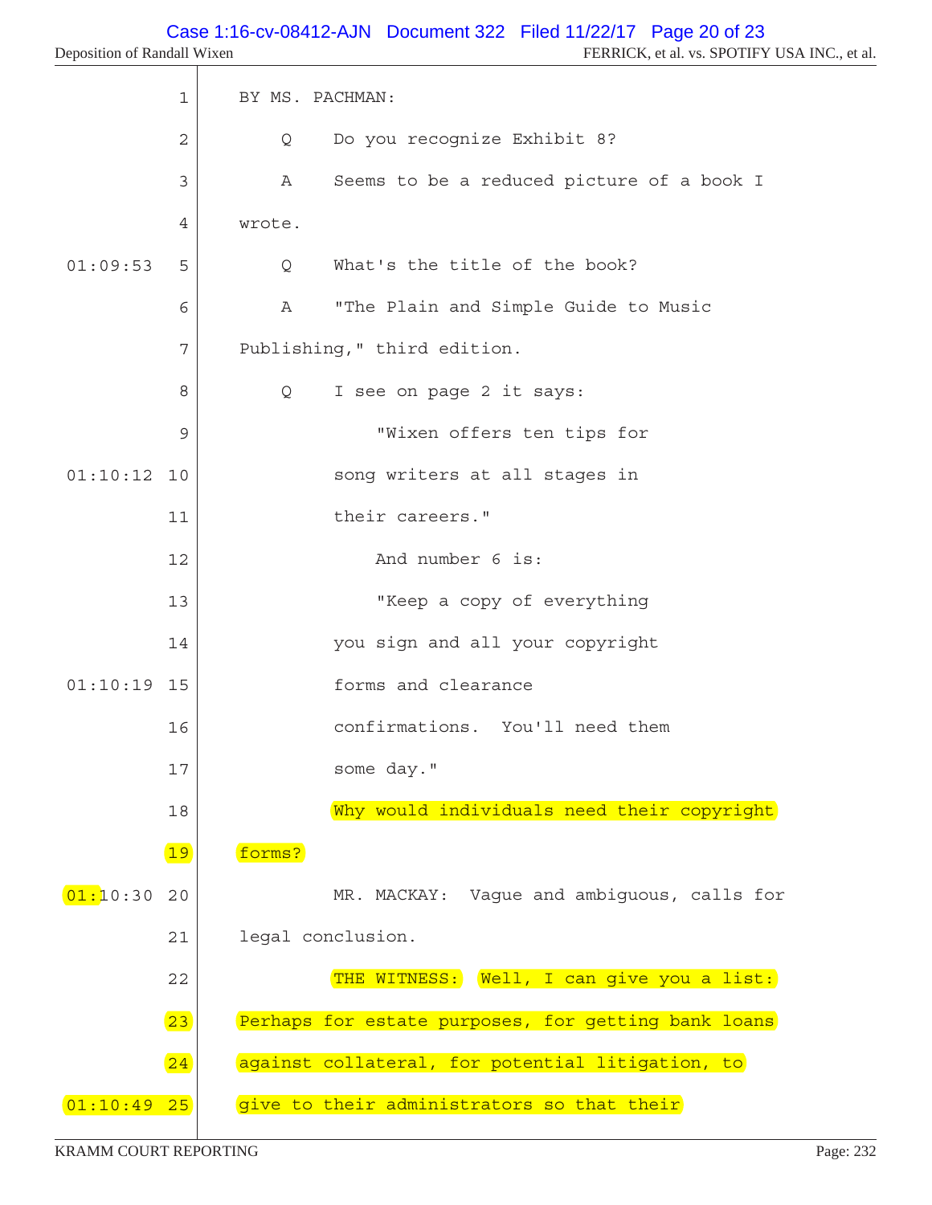BY MS. PACHMAN:

Q Do you recognize Exhibit 8?

A Seems to be a reduced picture of a book I wrote.

Q What's the title of the book?

A "The Plain and Simple Guide to Music Publishing," third edition.

Q I see on page 2 it says:

"Wixen offers ten tips for song writers at all stages in their careers."

And number 6 is:

"Keep a copy of everything you sign and all your copyright forms and clearance confirmations. You'll need them some day."

Why would individuals need their copyright forms?

MR. MACKAY: Vague and ambiguous, calls for legal conclusion.

THE WITNESS: Well, I can give you a list: Perhaps for estate purposes, for getting bank loans against collateral, for potential litigation, to give to their administrators so that their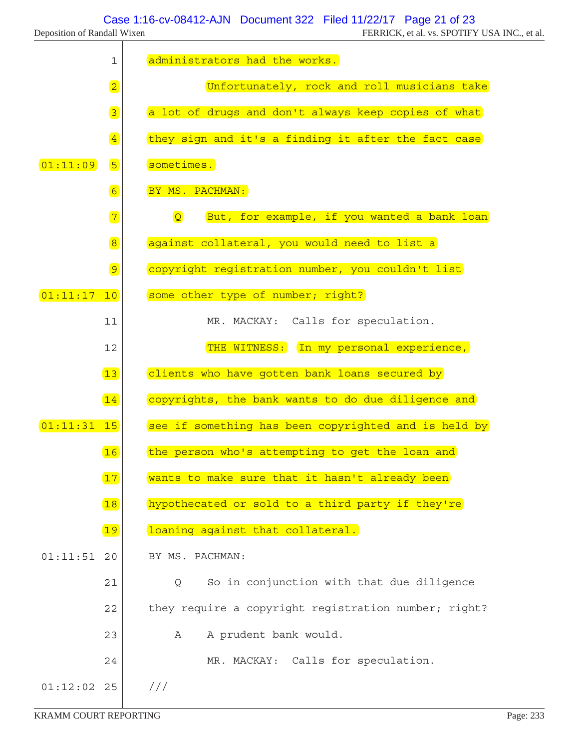1 administrators had the works.

2 Unfortunately, rock and roll musicians take

3 a lot of drugs and don't always keep copies of what

4 they sign and it's a finding it after the fact case

01:11:09 5 sometimes.

6 BY MS. PACHMAN:

7 Q But, for example, if you wanted a bank loan

8 against collateral, you would need to list a

9 copyright registration number, you couldn't list

01:11:17 10 some other type of number; right?

11 MR. MACKAY: Calls for speculation.

12 THE WITNESS: In my personal experience,

13 clients who have gotten bank loans secured by

14 copyrights, the bank wants to do due diligence and

01:11:31 15 see if something has been copyrighted and is held by

16 the person who's attempting to get the loan and

17 wants to make sure that it hasn't already been

18 hypothecated or sold to a third party if they're

19 loaning against that collateral.

01:11:51 20 BY MS. PACHMAN:

21 Q So in conjunction with that due diligence

22 they require a copyright registration number; right?

23 A A prudent bank would.

24 MR. MACKAY: Calls for speculation.

01:12:02 25 ///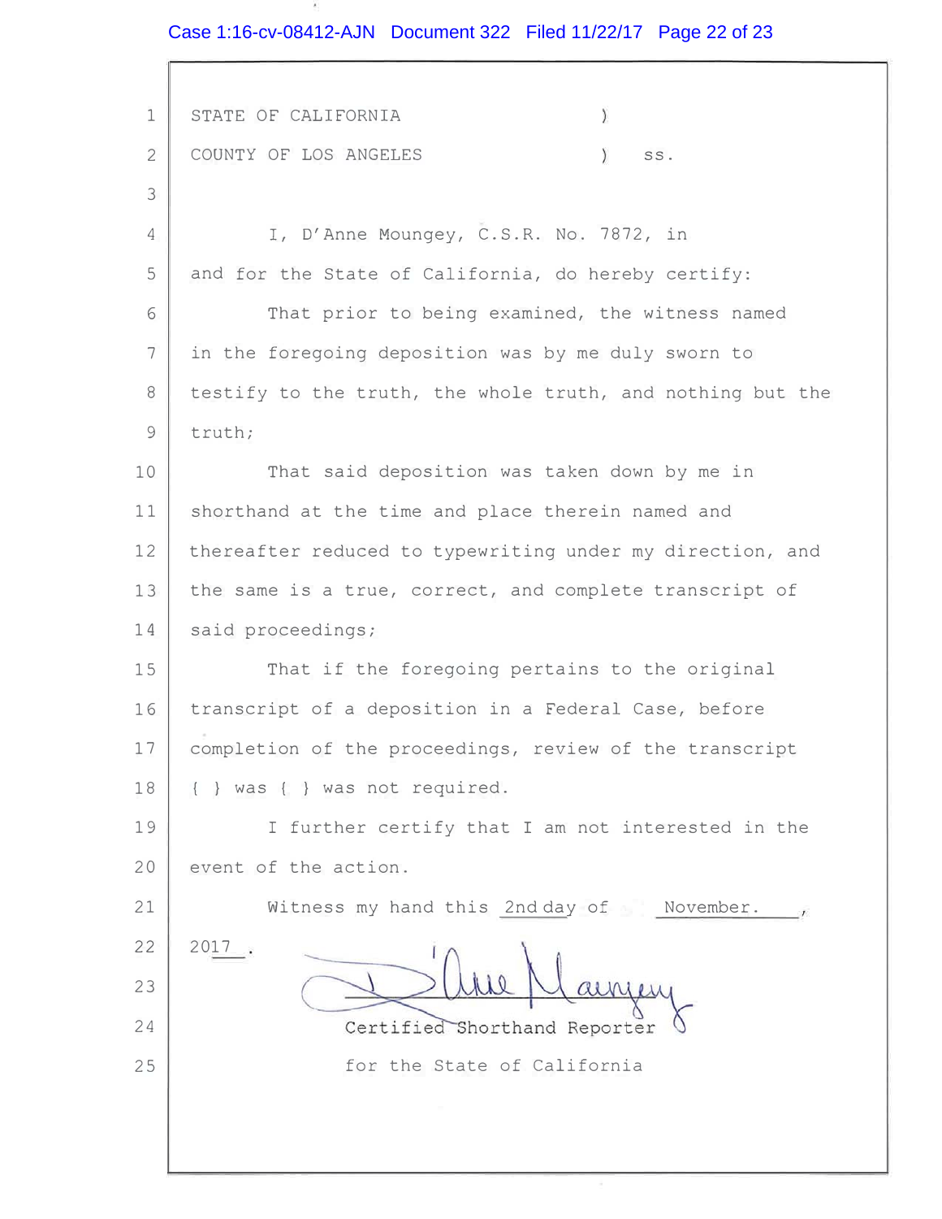STATE OF CALIFORNIA )

COUNTY OF LOS ANGELES ) ss.

I, D'Anne Moungey, C.S.R. No. 7872, in and for the State of California, do hereby certify:

That prior to being examined, the witness named in the foregoing deposition was by me duly sworn to testify to the truth, the whole truth, and nothing but the truth;

That said deposition was taken down by me in shorthand at the time and place therein named and thereafter reduced to typewriting under my direction, and the same is a true, correct, and complete transcript of said proceedings;

That if the foregoing pertains to the original transcript of a deposition in a Federal Case, before completion of the proceedings, review of the transcript { } was { } was not required.

I further certify that I am not interested in the event of the action.

Witness my hand this 2nd day of November., 2017.

D'Anne Moungey

Certified Shorthand Reporter
for the State of California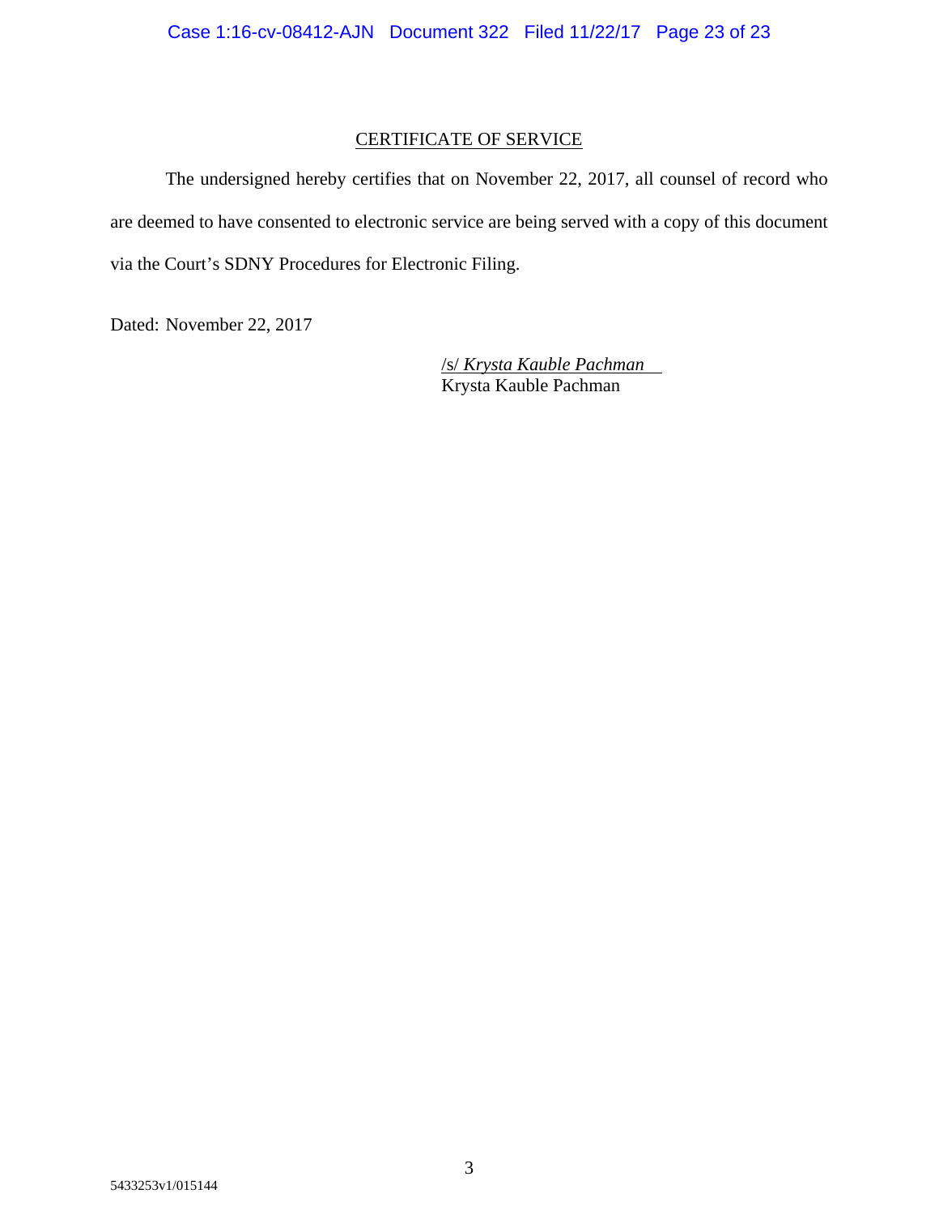## CERTIFICATE OF SERVICE

The undersigned hereby certifies that on November 22, 2017, all counsel of record who are deemed to have consented to electronic service are being served with a copy of this document via the Court's SDNY Procedures for Electronic Filing.

Dated: November 22, 2017

/s/ *Krysta Kauble Pachman*
Krysta Kauble Pachman

5433253v1/015144